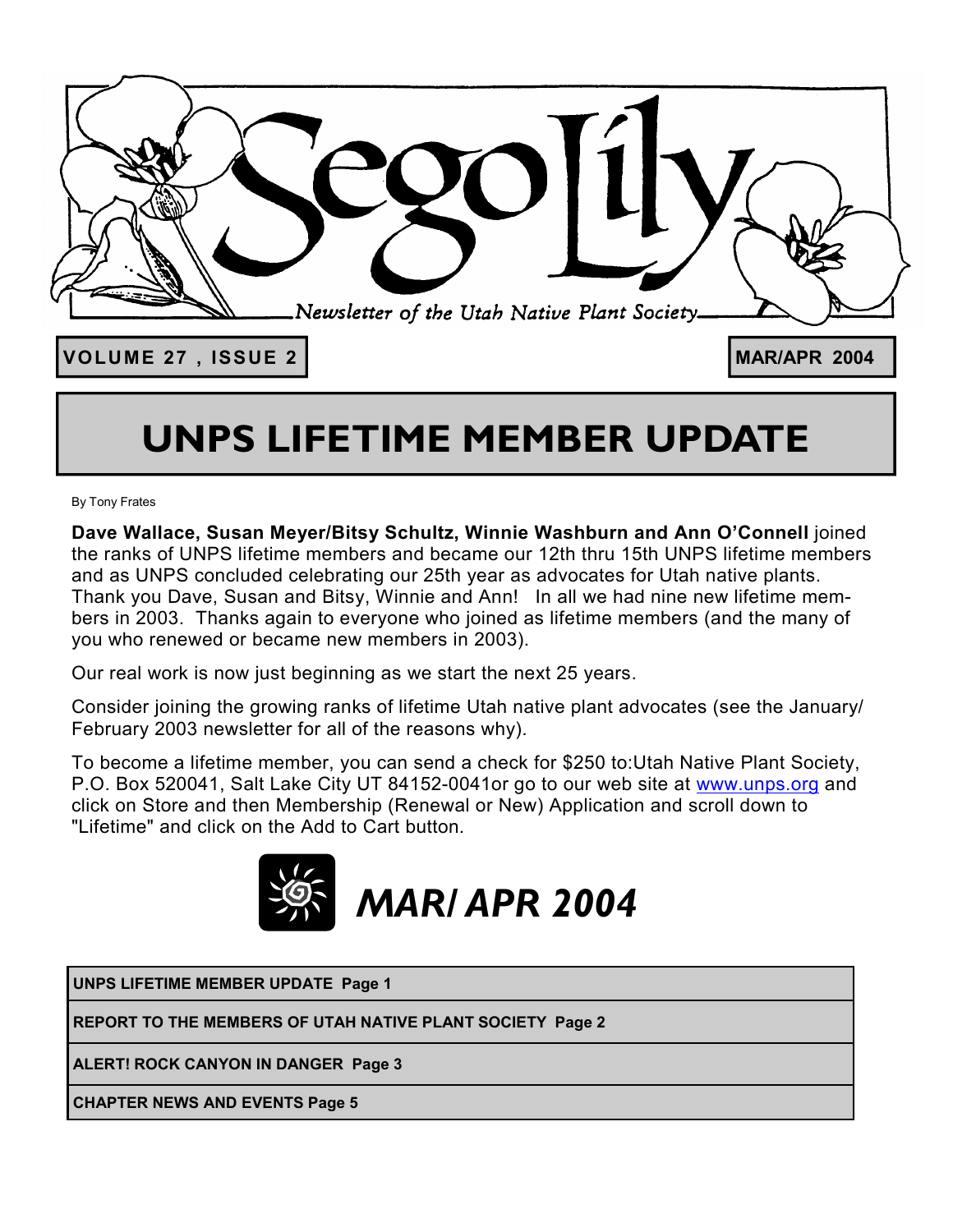# Sego Lily

*Newsletter of the Utah Native Plant Society*

**VOLUME 27 , ISSUE 2**

**MAR/APR 2004**

# UNPS LIFETIME MEMBER UPDATE

By Tony Frates

**Dave Wallace, Susan Meyer/Bitsy Schultz, Winnie Washburn and Ann O'Connell** joined the ranks of UNPS lifetime members and became our 12th thru 15th UNPS lifetime members and as UNPS concluded celebrating our 25th year as advocates for Utah native plants. Thank you Dave, Susan and Bitsy, Winnie and Ann! In all we had nine new lifetime members in 2003. Thanks again to everyone who joined as lifetime members (and the many of you who renewed or became new members in 2003).

Our real work is now just beginning as we start the next 25 years.

Consider joining the growing ranks of lifetime Utah native plant advocates (see the January/ February 2003 newsletter for all of the reasons why).

To become a lifetime member, you can send a check for $250 to:Utah Native Plant Society, P.O. Box 520041, Salt Lake City UT 84152-0041or go to our web site at www.unps.org and click on Store and then Membership (Renewal or New) Application and scroll down to "Lifetime" and click on the Add to Cart button.

## *MAR/ APR 2004*

| |
|---|
| **UNPS LIFETIME MEMBER UPDATE Page 1** |
| **REPORT TO THE MEMBERS OF UTAH NATIVE PLANT SOCIETY Page 2** |
| **ALERT! ROCK CANYON IN DANGER Page 3** |
| **CHAPTER NEWS AND EVENTS Page 5** |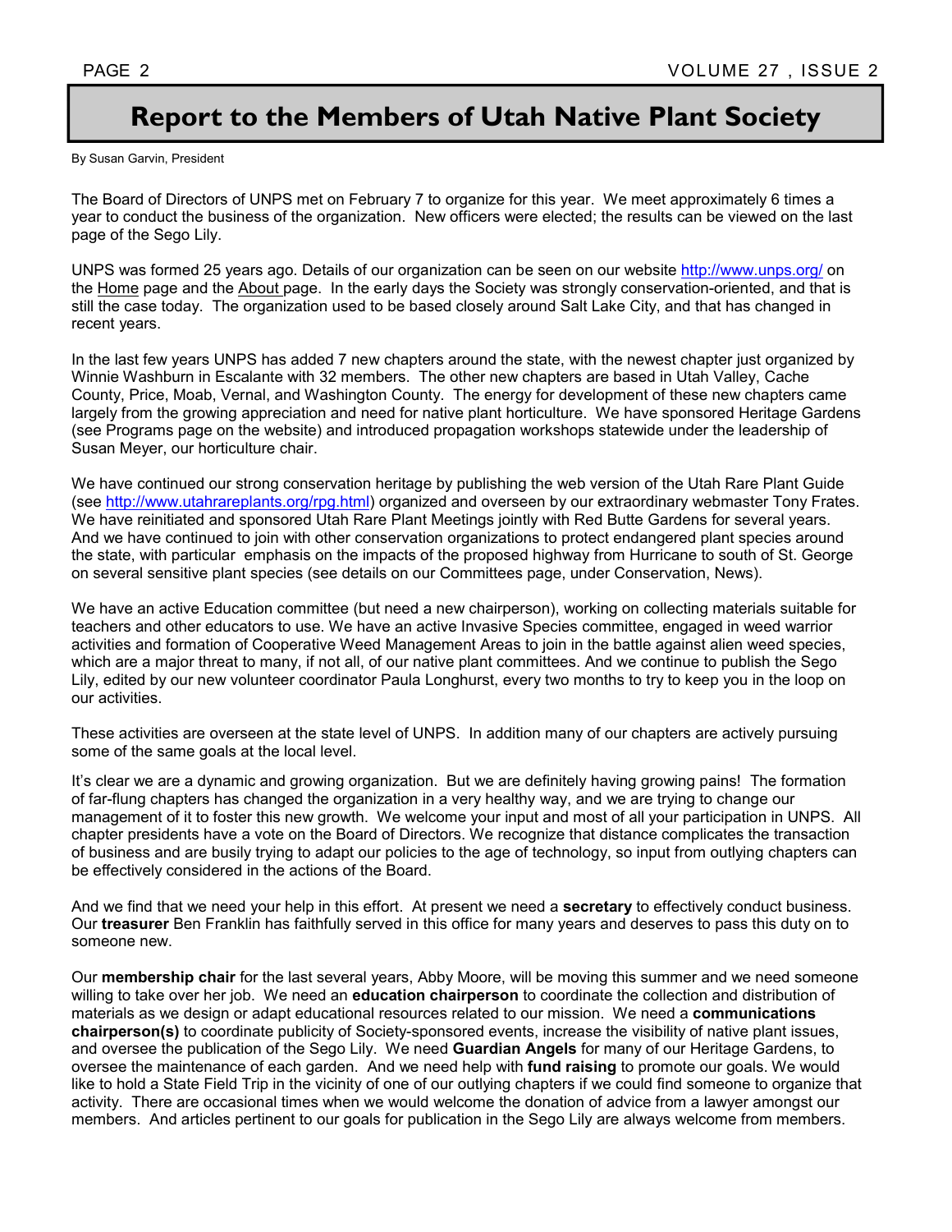# Report to the Members of Utah Native Plant Society

By Susan Garvin, President

The Board of Directors of UNPS met on February 7 to organize for this year. We meet approximately 6 times a year to conduct the business of the organization. New officers were elected; the results can be viewed on the last page of the Sego Lily.

UNPS was formed 25 years ago. Details of our organization can be seen on our website http://www.unps.org/ on the Home page and the About page. In the early days the Society was strongly conservation-oriented, and that is still the case today. The organization used to be based closely around Salt Lake City, and that has changed in recent years.

In the last few years UNPS has added 7 new chapters around the state, with the newest chapter just organized by Winnie Washburn in Escalante with 32 members. The other new chapters are based in Utah Valley, Cache County, Price, Moab, Vernal, and Washington County. The energy for development of these new chapters came largely from the growing appreciation and need for native plant horticulture. We have sponsored Heritage Gardens (see Programs page on the website) and introduced propagation workshops statewide under the leadership of Susan Meyer, our horticulture chair.

We have continued our strong conservation heritage by publishing the web version of the Utah Rare Plant Guide (see http://www.utahrareplants.org/rpg.html) organized and overseen by our extraordinary webmaster Tony Frates. We have reinitiated and sponsored Utah Rare Plant Meetings jointly with Red Butte Gardens for several years. And we have continued to join with other conservation organizations to protect endangered plant species around the state, with particular emphasis on the impacts of the proposed highway from Hurricane to south of St. George on several sensitive plant species (see details on our Committees page, under Conservation, News).

We have an active Education committee (but need a new chairperson), working on collecting materials suitable for teachers and other educators to use. We have an active Invasive Species committee, engaged in weed warrior activities and formation of Cooperative Weed Management Areas to join in the battle against alien weed species, which are a major threat to many, if not all, of our native plant committees. And we continue to publish the Sego Lily, edited by our new volunteer coordinator Paula Longhurst, every two months to try to keep you in the loop on our activities.

These activities are overseen at the state level of UNPS. In addition many of our chapters are actively pursuing some of the same goals at the local level.

It's clear we are a dynamic and growing organization. But we are definitely having growing pains! The formation of far-flung chapters has changed the organization in a very healthy way, and we are trying to change our management of it to foster this new growth. We welcome your input and most of all your participation in UNPS. All chapter presidents have a vote on the Board of Directors. We recognize that distance complicates the transaction of business and are busily trying to adapt our policies to the age of technology, so input from outlying chapters can be effectively considered in the actions of the Board.

And we find that we need your help in this effort. At present we need a **secretary** to effectively conduct business. Our **treasurer** Ben Franklin has faithfully served in this office for many years and deserves to pass this duty on to someone new.

Our **membership chair** for the last several years, Abby Moore, will be moving this summer and we need someone willing to take over her job. We need an **education chairperson** to coordinate the collection and distribution of materials as we design or adapt educational resources related to our mission. We need a **communications chairperson(s)** to coordinate publicity of Society-sponsored events, increase the visibility of native plant issues, and oversee the publication of the Sego Lily. We need **Guardian Angels** for many of our Heritage Gardens, to oversee the maintenance of each garden. And we need help with **fund raising** to promote our goals. We would like to hold a State Field Trip in the vicinity of one of our outlying chapters if we could find someone to organize that activity. There are occasional times when we would welcome the donation of advice from a lawyer amongst our members. And articles pertinent to our goals for publication in the Sego Lily are always welcome from members.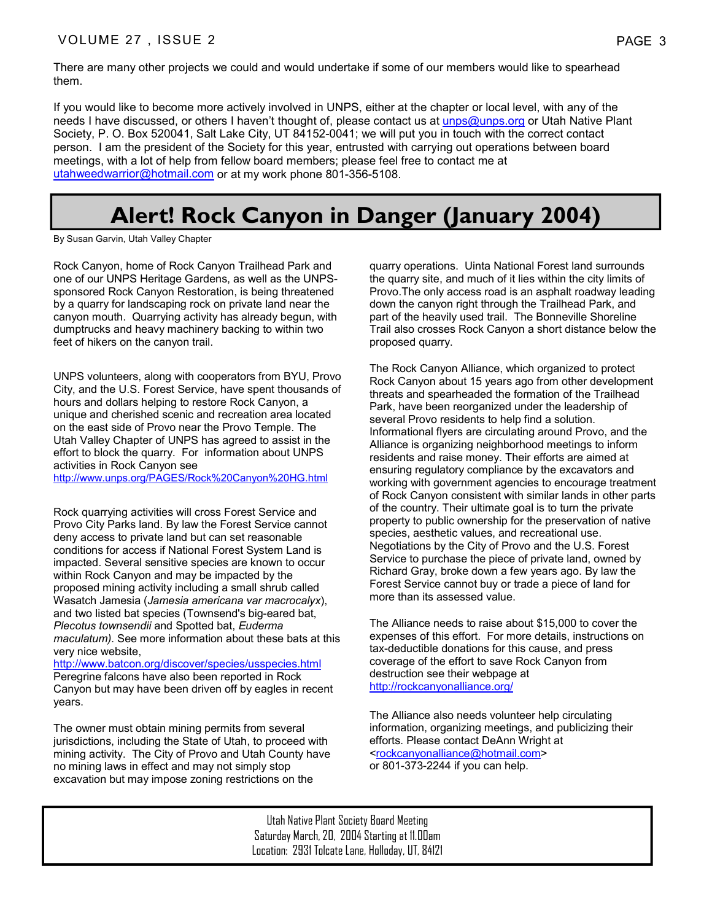There are many other projects we could and would undertake if some of our members would like to spearhead them.

If you would like to become more actively involved in UNPS, either at the chapter or local level, with any of the needs I have discussed, or others I haven't thought of, please contact us at unps@unps.org or Utah Native Plant Society, P. O. Box 520041, Salt Lake City, UT 84152-0041; we will put you in touch with the correct contact person. I am the president of the Society for this year, entrusted with carrying out operations between board meetings, with a lot of help from fellow board members; please feel free to contact me at utahweedwarrior@hotmail.com or at my work phone 801-356-5108.

# Alert! Rock Canyon in Danger (January 2004)

By Susan Garvin, Utah Valley Chapter

Rock Canyon, home of Rock Canyon Trailhead Park and one of our UNPS Heritage Gardens, as well as the UNPS-sponsored Rock Canyon Restoration, is being threatened by a quarry for landscaping rock on private land near the canyon mouth. Quarrying activity has already begun, with dumptrucks and heavy machinery backing to within two feet of hikers on the canyon trail.

UNPS volunteers, along with cooperators from BYU, Provo City, and the U.S. Forest Service, have spent thousands of hours and dollars helping to restore Rock Canyon, a unique and cherished scenic and recreation area located on the east side of Provo near the Provo Temple. The Utah Valley Chapter of UNPS has agreed to assist in the effort to block the quarry. For information about UNPS activities in Rock Canyon see http://www.unps.org/PAGES/Rock%20Canyon%20HG.html

Rock quarrying activities will cross Forest Service and Provo City Parks land. By law the Forest Service cannot deny access to private land but can set reasonable conditions for access if National Forest System Land is impacted. Several sensitive species are known to occur within Rock Canyon and may be impacted by the proposed mining activity including a small shrub called Wasatch Jamesia (*Jamesia americana var macrocalyx*), and two listed bat species (Townsend's big-eared bat, *Plecotus townsendii* and Spotted bat, *Euderma maculatum)*. See more information about these bats at this very nice website, http://www.batcon.org/discover/species/usspecies.html Peregrine falcons have also been reported in Rock Canyon but may have been driven off by eagles in recent years.

The owner must obtain mining permits from several jurisdictions, including the State of Utah, to proceed with mining activity. The City of Provo and Utah County have no mining laws in effect and may not simply stop excavation but may impose zoning restrictions on the quarry operations. Uinta National Forest land surrounds the quarry site, and much of it lies within the city limits of Provo.The only access road is an asphalt roadway leading down the canyon right through the Trailhead Park, and part of the heavily used trail. The Bonneville Shoreline Trail also crosses Rock Canyon a short distance below the proposed quarry.

The Rock Canyon Alliance, which organized to protect Rock Canyon about 15 years ago from other development threats and spearheaded the formation of the Trailhead Park, have been reorganized under the leadership of several Provo residents to help find a solution. Informational flyers are circulating around Provo, and the Alliance is organizing neighborhood meetings to inform residents and raise money. Their efforts are aimed at ensuring regulatory compliance by the excavators and working with government agencies to encourage treatment of Rock Canyon consistent with similar lands in other parts of the country. Their ultimate goal is to turn the private property to public ownership for the preservation of native species, aesthetic values, and recreational use. Negotiations by the City of Provo and the U.S. Forest Service to purchase the piece of private land, owned by Richard Gray, broke down a few years ago. By law the Forest Service cannot buy or trade a piece of land for more than its assessed value.

The Alliance needs to raise about $15,000 to cover the expenses of this effort. For more details, instructions on tax-deductible donations for this cause, and press coverage of the effort to save Rock Canyon from destruction see their webpage at http://rockcanyonalliance.org/

The Alliance also needs volunteer help circulating information, organizing meetings, and publicizing their efforts. Please contact DeAnn Wright at <rockcanyonalliance@hotmail.com> or 801-373-2244 if you can help.

Utah Native Plant Society Board Meeting
Saturday March, 20, 2004 Starting at 11.00am
Location: 2931 Tolcate Lane, Holloday, UT, 84121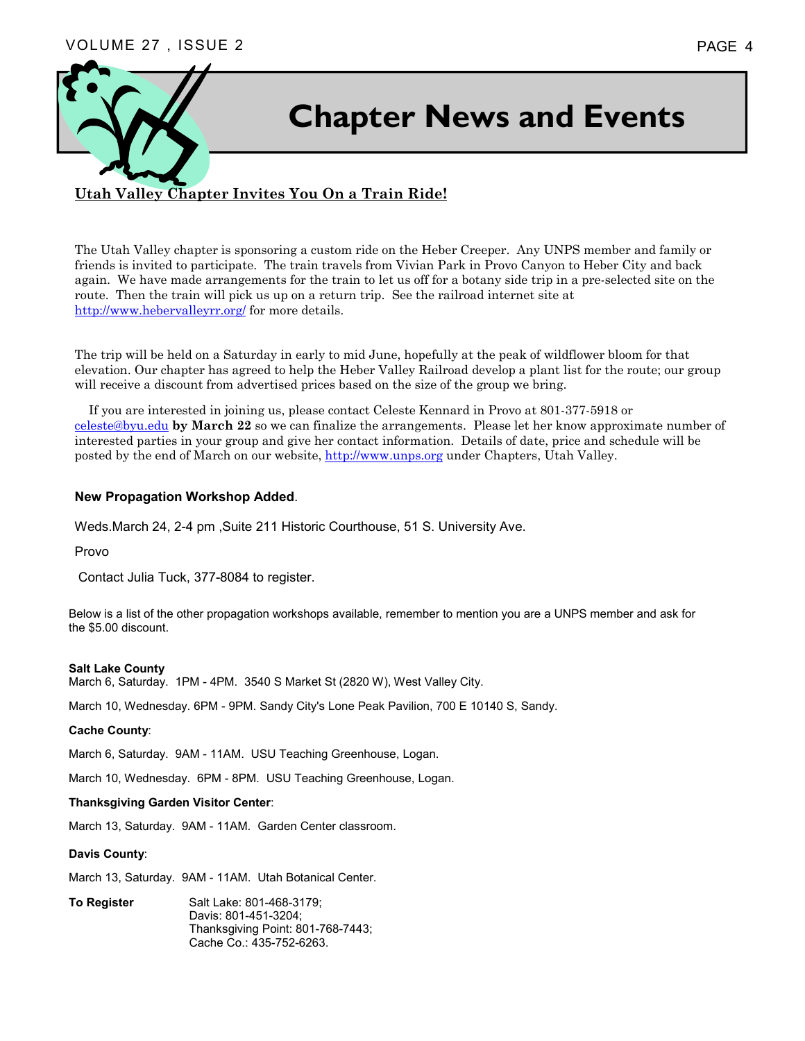# Chapter News and Events

## Utah Valley Chapter Invites You On a Train Ride!

The Utah Valley chapter is sponsoring a custom ride on the Heber Creeper. Any UNPS member and family or friends is invited to participate. The train travels from Vivian Park in Provo Canyon to Heber City and back again. We have made arrangements for the train to let us off for a botany side trip in a pre-selected site on the route. Then the train will pick us up on a return trip. See the railroad internet site at http://www.hebervalleyrr.org/ for more details.

The trip will be held on a Saturday in early to mid June, hopefully at the peak of wildflower bloom for that elevation. Our chapter has agreed to help the Heber Valley Railroad develop a plant list for the route; our group will receive a discount from advertised prices based on the size of the group we bring.

If you are interested in joining us, please contact Celeste Kennard in Provo at 801-377-5918 or celeste@byu.edu **by March 22** so we can finalize the arrangements. Please let her know approximate number of interested parties in your group and give her contact information. Details of date, price and schedule will be posted by the end of March on our website, http://www.unps.org under Chapters, Utah Valley.

**New Propagation Workshop Added**.

Weds.March 24, 2-4 pm ,Suite 211 Historic Courthouse, 51 S. University Ave.

Provo

Contact Julia Tuck, 377-8084 to register.

Below is a list of the other propagation workshops available, remember to mention you are a UNPS member and ask for the $5.00 discount.

**Salt Lake County**
March 6, Saturday. 1PM - 4PM. 3540 S Market St (2820 W), West Valley City.

March 10, Wednesday. 6PM - 9PM. Sandy City's Lone Peak Pavilion, 700 E 10140 S, Sandy.

**Cache County**:

March 6, Saturday. 9AM - 11AM. USU Teaching Greenhouse, Logan.

March 10, Wednesday. 6PM - 8PM. USU Teaching Greenhouse, Logan.

**Thanksgiving Garden Visitor Center**:

March 13, Saturday. 9AM - 11AM. Garden Center classroom.

**Davis County**:

March 13, Saturday. 9AM - 11AM. Utah Botanical Center.

**To Register**
Salt Lake: 801-468-3179;
Davis: 801-451-3204;
Thanksgiving Point: 801-768-7443;
Cache Co.: 435-752-6263.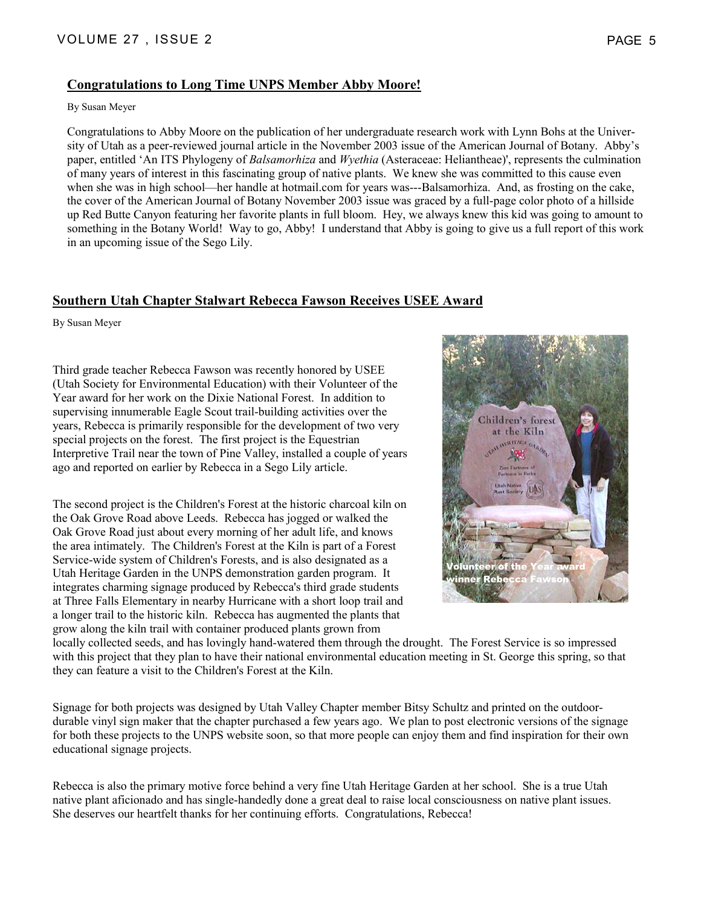## Congratulations to Long Time UNPS Member Abby Moore!

By Susan Meyer

Congratulations to Abby Moore on the publication of her undergraduate research work with Lynn Bohs at the University of Utah as a peer-reviewed journal article in the November 2003 issue of the American Journal of Botany. Abby's paper, entitled 'An ITS Phylogeny of *Balsamorhiza* and *Wyethia* (Asteraceae: Heliantheae)', represents the culmination of many years of interest in this fascinating group of native plants. We knew she was committed to this cause even when she was in high school—her handle at hotmail.com for years was---Balsamorhiza. And, as frosting on the cake, the cover of the American Journal of Botany November 2003 issue was graced by a full-page color photo of a hillside up Red Butte Canyon featuring her favorite plants in full bloom. Hey, we always knew this kid was going to amount to something in the Botany World! Way to go, Abby! I understand that Abby is going to give us a full report of this work in an upcoming issue of the Sego Lily.

## Southern Utah Chapter Stalwart Rebecca Fawson Receives USEE Award

By Susan Meyer

Third grade teacher Rebecca Fawson was recently honored by USEE (Utah Society for Environmental Education) with their Volunteer of the Year award for her work on the Dixie National Forest. In addition to supervising innumerable Eagle Scout trail-building activities over the years, Rebecca is primarily responsible for the development of two very special projects on the forest. The first project is the Equestrian Interpretive Trail near the town of Pine Valley, installed a couple of years ago and reported on earlier by Rebecca in a Sego Lily article.

The second project is the Children's Forest at the historic charcoal kiln on the Oak Grove Road above Leeds. Rebecca has jogged or walked the Oak Grove Road just about every morning of her adult life, and knows the area intimately. The Children's Forest at the Kiln is part of a Forest Service-wide system of Children's Forests, and is also designated as a Utah Heritage Garden in the UNPS demonstration garden program. It integrates charming signage produced by Rebecca's third grade students at Three Falls Elementary in nearby Hurricane with a short loop trail and a longer trail to the historic kiln. Rebecca has augmented the plants that grow along the kiln trail with container produced plants grown from locally collected seeds, and has lovingly hand-watered them through the drought. The Forest Service is so impressed with this project that they plan to have their national environmental education meeting in St. George this spring, so that they can feature a visit to the Children's Forest at the Kiln.

Volunteer of the Year award winner Rebecca Fawson

Signage for both projects was designed by Utah Valley Chapter member Bitsy Schultz and printed on the outdoor-durable vinyl sign maker that the chapter purchased a few years ago. We plan to post electronic versions of the signage for both these projects to the UNPS website soon, so that more people can enjoy them and find inspiration for their own educational signage projects.

Rebecca is also the primary motive force behind a very fine Utah Heritage Garden at her school. She is a true Utah native plant aficionado and has single-handedly done a great deal to raise local consciousness on native plant issues. She deserves our heartfelt thanks for her continuing efforts. Congratulations, Rebecca!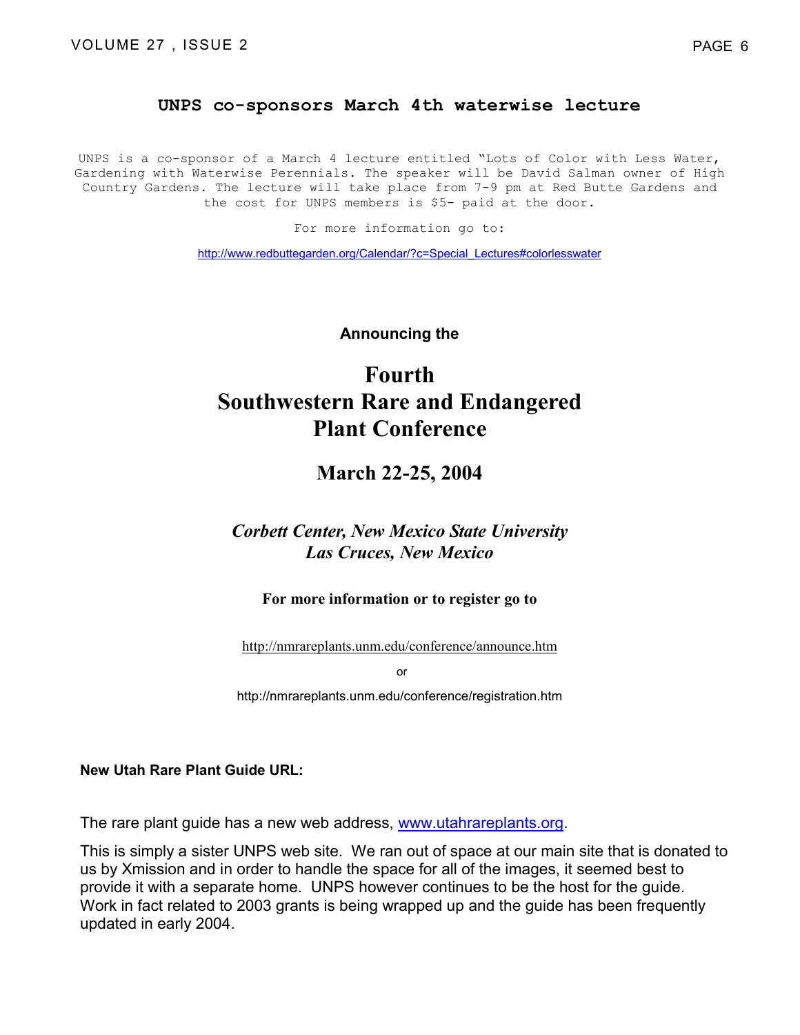## UNPS co-sponsors March 4th waterwise lecture

UNPS is a co-sponsor of a March 4 lecture entitled "Lots of Color with Less Water, Gardening with Waterwise Perennials. The speaker will be David Salman owner of High Country Gardens. The lecture will take place from 7-9 pm at Red Butte Gardens and the cost for UNPS members is $5- paid at the door.

For more information go to:

http://www.redbuttegarden.org/Calendar/?c=Special_Lectures#colorlesswater

**Announcing the**

# Fourth Southwestern Rare and Endangered Plant Conference

## March 22-25, 2004

***Corbett Center, New Mexico State University***
***Las Cruces, New Mexico***

**For more information or to register go to**

http://nmrareplants.unm.edu/conference/announce.htm

or

http://nmrareplants.unm.edu/conference/registration.htm

**New Utah Rare Plant Guide URL:**

The rare plant guide has a new web address, www.utahrareplants.org.

This is simply a sister UNPS web site. We ran out of space at our main site that is donated to us by Xmission and in order to handle the space for all of the images, it seemed best to provide it with a separate home. UNPS however continues to be the host for the guide. Work in fact related to 2003 grants is being wrapped up and the guide has been frequently updated in early 2004.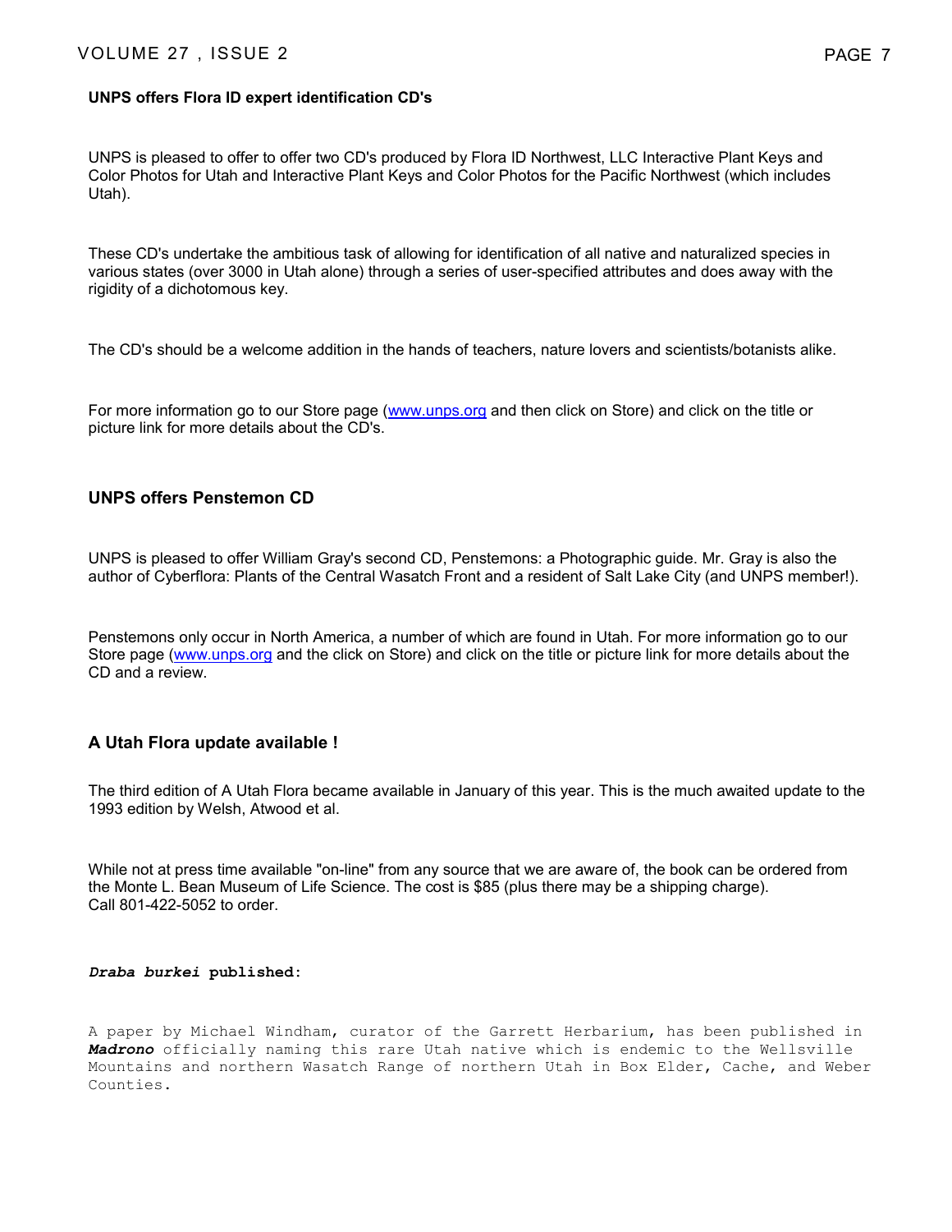**UNPS offers Flora ID expert identification CD's**

UNPS is pleased to offer to offer two CD's produced by Flora ID Northwest, LLC Interactive Plant Keys and Color Photos for Utah and Interactive Plant Keys and Color Photos for the Pacific Northwest (which includes Utah).

These CD's undertake the ambitious task of allowing for identification of all native and naturalized species in various states (over 3000 in Utah alone) through a series of user-specified attributes and does away with the rigidity of a dichotomous key.

The CD's should be a welcome addition in the hands of teachers, nature lovers and scientists/botanists alike.

For more information go to our Store page (www.unps.org and then click on Store) and click on the title or picture link for more details about the CD's.

### UNPS offers Penstemon CD

UNPS is pleased to offer William Gray's second CD, Penstemons: a Photographic guide. Mr. Gray is also the author of Cyberflora: Plants of the Central Wasatch Front and a resident of Salt Lake City (and UNPS member!).

Penstemons only occur in North America, a number of which are found in Utah. For more information go to our Store page (www.unps.org and the click on Store) and click on the title or picture link for more details about the CD and a review.

### A Utah Flora update available !

The third edition of A Utah Flora became available in January of this year. This is the much awaited update to the 1993 edition by Welsh, Atwood et al.

While not at press time available "on-line" from any source that we are aware of, the book can be ordered from the Monte L. Bean Museum of Life Science. The cost is $85 (plus there may be a shipping charge).
Call 801-422-5052 to order.

***Draba burkei*** **published:**

A paper by Michael Windham, curator of the Garrett Herbarium, has been published in ***Madrono*** officially naming this rare Utah native which is endemic to the Wellsville Mountains and northern Wasatch Range of northern Utah in Box Elder, Cache, and Weber Counties.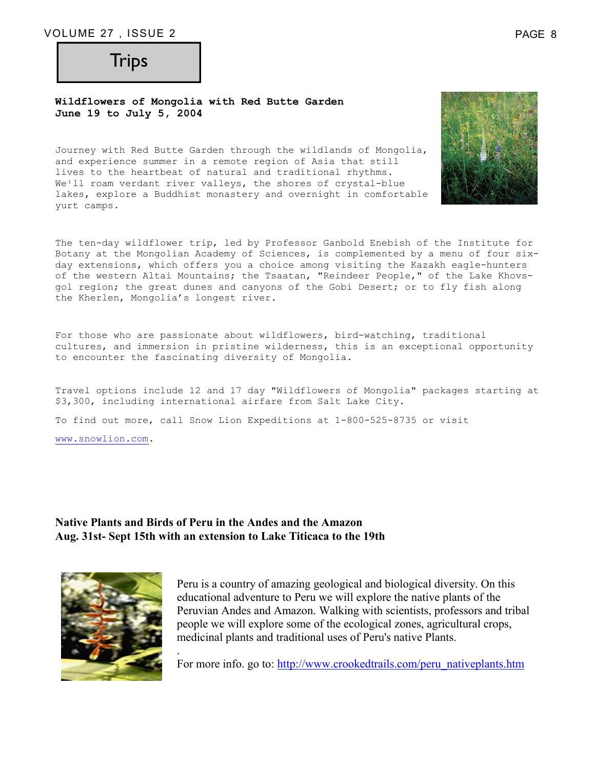# Trips

**Wildflowers of Mongolia with Red Butte Garden**
**June 19 to July 5, 2004**

Journey with Red Butte Garden through the wildlands of Mongolia, and experience summer in a remote region of Asia that still lives to the heartbeat of natural and traditional rhythms. We¹ll roam verdant river valleys, the shores of crystal-blue lakes, explore a Buddhist monastery and overnight in comfortable yurt camps.

The ten-day wildflower trip, led by Professor Ganbold Enebish of the Institute for Botany at the Mongolian Academy of Sciences, is complemented by a menu of four six-day extensions, which offers you a choice among visiting the Kazakh eagle-hunters of the western Altai Mountains; the Tsaatan, "Reindeer People," of the Lake Khovs-gol region; the great dunes and canyons of the Gobi Desert; or to fly fish along the Kherlen, Mongolia's longest river.

For those who are passionate about wildflowers, bird-watching, traditional cultures, and immersion in pristine wilderness, this is an exceptional opportunity to encounter the fascinating diversity of Mongolia.

Travel options include 12 and 17 day "Wildflowers of Mongolia" packages starting at $3,300, including international airfare from Salt Lake City.

To find out more, call Snow Lion Expeditions at 1-800-525-8735 or visit

www.snowlion.com.

**Native Plants and Birds of Peru in the Andes and the Amazon**
**Aug. 31st- Sept 15th with an extension to Lake Titicaca to the 19th**

Peru is a country of amazing geological and biological diversity. On this educational adventure to Peru we will explore the native plants of the Peruvian Andes and Amazon. Walking with scientists, professors and tribal people we will explore some of the ecological zones, agricultural crops, medicinal plants and traditional uses of Peru's native Plants.

For more info. go to: http://www.crookedtrails.com/peru_nativeplants.htm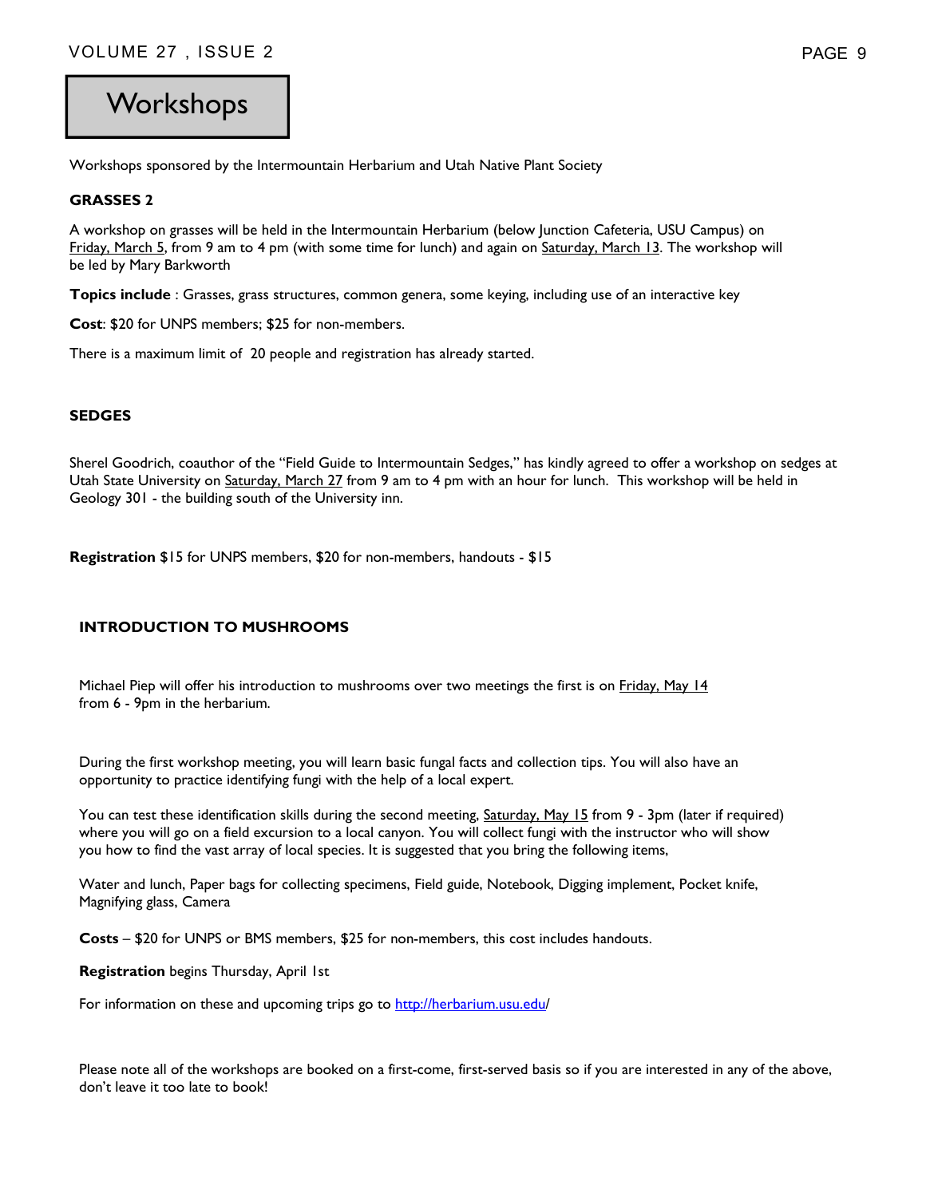# Workshops

Workshops sponsored by the Intermountain Herbarium and Utah Native Plant Society

### GRASSES 2

A workshop on grasses will be held in the Intermountain Herbarium (below Junction Cafeteria, USU Campus) on Friday, March 5, from 9 am to 4 pm (with some time for lunch) and again on Saturday, March 13. The workshop will be led by Mary Barkworth

**Topics include** : Grasses, grass structures, common genera, some keying, including use of an interactive key

**Cost**: $20 for UNPS members; $25 for non-members.

There is a maximum limit of 20 people and registration has already started.

### SEDGES

Sherel Goodrich, coauthor of the "Field Guide to Intermountain Sedges," has kindly agreed to offer a workshop on sedges at Utah State University on Saturday, March 27 from 9 am to 4 pm with an hour for lunch. This workshop will be held in Geology 301 - the building south of the University inn.

**Registration** $15 for UNPS members, $20 for non-members, handouts - $15

### INTRODUCTION TO MUSHROOMS

Michael Piep will offer his introduction to mushrooms over two meetings the first is on Friday, May 14 from 6 - 9pm in the herbarium.

During the first workshop meeting, you will learn basic fungal facts and collection tips. You will also have an opportunity to practice identifying fungi with the help of a local expert.

You can test these identification skills during the second meeting, Saturday, May 15 from 9 - 3pm (later if required) where you will go on a field excursion to a local canyon. You will collect fungi with the instructor who will show you how to find the vast array of local species. It is suggested that you bring the following items,

Water and lunch, Paper bags for collecting specimens, Field guide, Notebook, Digging implement, Pocket knife, Magnifying glass, Camera

**Costs** – $20 for UNPS or BMS members, $25 for non-members, this cost includes handouts.

**Registration** begins Thursday, April 1st

For information on these and upcoming trips go to http://herbarium.usu.edu/

Please note all of the workshops are booked on a first-come, first-served basis so if you are interested in any of the above, don't leave it too late to book!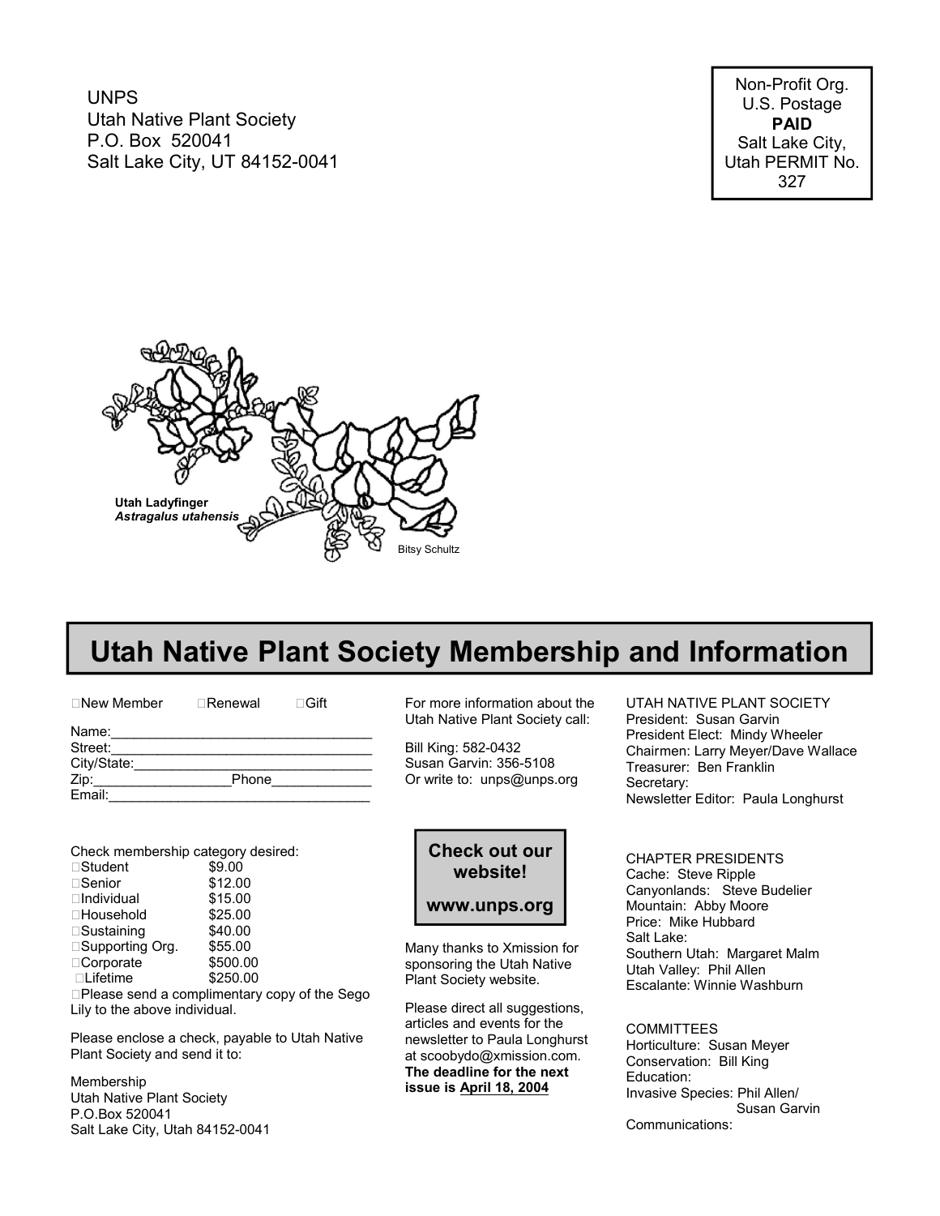UNPS
Utah Native Plant Society
P.O. Box 520041
Salt Lake City, UT 84152-0041

Non-Profit Org.
U.S. Postage
**PAID**
Salt Lake City,
Utah PERMIT No.
327

**Utah Ladyfinger**
***Astragalus utahensis***

Bitsy Schultz

# Utah Native Plant Society Membership and Information

☐New Member ☐Renewal ☐Gift

Name:\_\_\_\_\_\_\_\_\_\_\_\_\_\_\_\_\_\_\_\_\_\_\_\_\_\_\_\_\_\_\_\_\_\_
Street:\_\_\_\_\_\_\_\_\_\_\_\_\_\_\_\_\_\_\_\_\_\_\_\_\_\_\_\_\_\_\_\_\_\_
City/State:\_\_\_\_\_\_\_\_\_\_\_\_\_\_\_\_\_\_\_\_\_\_\_\_\_\_\_\_\_\_
Zip:\_\_\_\_\_\_\_\_\_\_\_\_\_\_\_\_\_\_Phone\_\_\_\_\_\_\_\_\_\_\_\_\_
Email:\_\_\_\_\_\_\_\_\_\_\_\_\_\_\_\_\_\_\_\_\_\_\_\_\_\_\_\_\_\_\_\_\_\_

Check membership category desired:

| | |
|---|---|
| ☐Student | $9.00 |
| ☐Senior | $12.00 |
| ☐Individual | $15.00 |
| ☐Household | $25.00 |
| ☐Sustaining | $40.00 |
| ☐Supporting Org. | $55.00 |
| ☐Corporate | $500.00 |
| ☐Lifetime | $250.00 |

☐Please send a complimentary copy of the Sego Lily to the above individual.

Please enclose a check, payable to Utah Native Plant Society and send it to:

Membership
Utah Native Plant Society
P.O.Box 520041
Salt Lake City, Utah 84152-0041

For more information about the Utah Native Plant Society call:

Bill King: 582-0432
Susan Garvin: 356-5108
Or write to: unps@unps.org

**Check out our website!**

**www.unps.org**

Many thanks to Xmission for sponsoring the Utah Native Plant Society website.

Please direct all suggestions, articles and events for the newsletter to Paula Longhurst at scoobydo@xmission.com. **The deadline for the next issue is April 18, 2004**

UTAH NATIVE PLANT SOCIETY
President: Susan Garvin
President Elect: Mindy Wheeler
Chairmen: Larry Meyer/Dave Wallace
Treasurer: Ben Franklin
Secretary:
Newsletter Editor: Paula Longhurst

CHAPTER PRESIDENTS
Cache: Steve Ripple
Canyonlands: Steve Budelier
Mountain: Abby Moore
Price: Mike Hubbard
Salt Lake:
Southern Utah: Margaret Malm
Utah Valley: Phil Allen
Escalante: Winnie Washburn

COMMITTEES
Horticulture: Susan Meyer
Conservation: Bill King
Education:
Invasive Species: Phil Allen/ Susan Garvin
Communications: